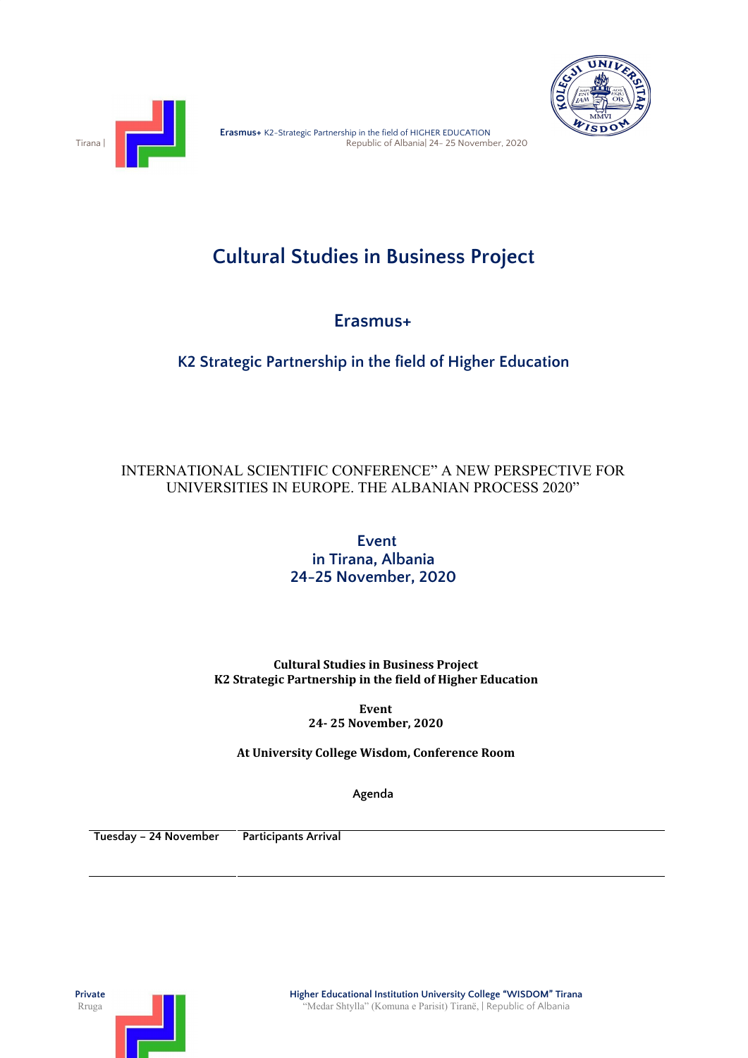# Cultural Studies in Business Project

## Erasmus+

### K2 Strategic Partnership in the field of Higher Education

INTERNATIONAL SCIENTIFIC CONFERENCE” A NEW PERSPECTIVE FOR UNIVERSITIES IN EUROPE. THE ALBANIAN PROCESS 2020”

### Event
### in Tirana, Albania
### 24-25 November, 2020

**Cultural Studies in Business Project**
**K2 Strategic Partnership in the field of Higher Education**

**Event**
**24- 25 November, 2020**

**At University College Wisdom, Conference Room**

**Agenda**

| Tuesday – 24 November | Participants Arrival |
| --- | --- |
| | |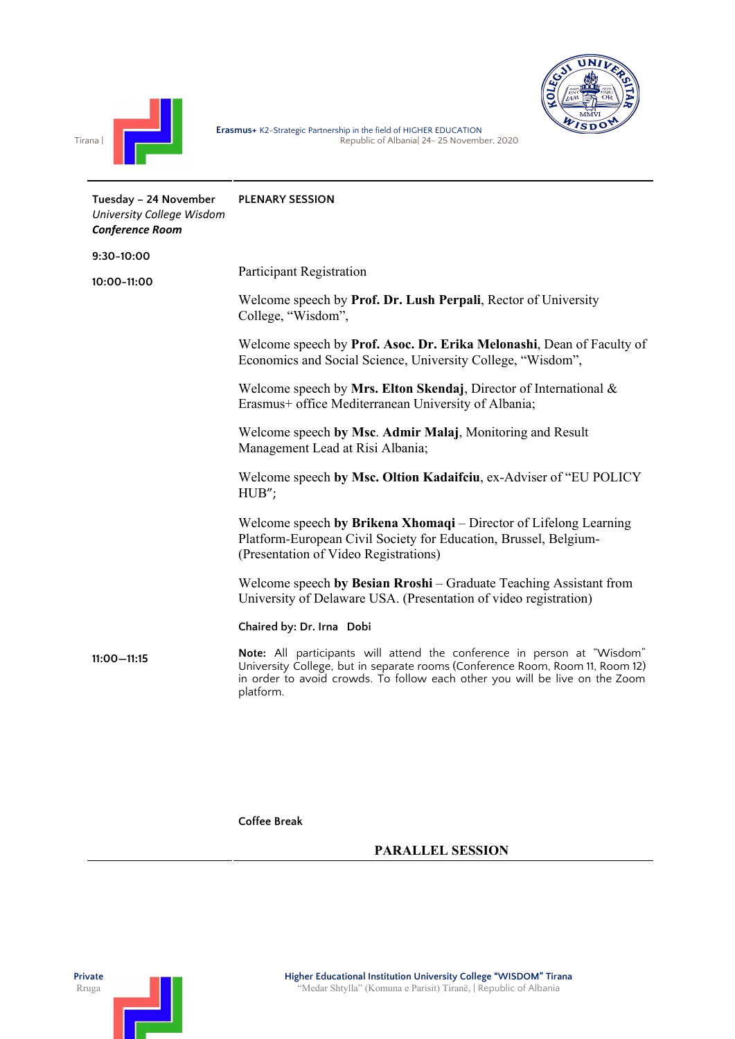| Tuesday – 24 November *University College Wisdom* ***Conference Room*** | PLENARY SESSION |
|---|---|
| 9:30-10:00 | Participant Registration |
| 10:00-11:00 | Welcome speech by **Prof. Dr. Lush Perpali**, Rector of University College, "Wisdom",<br><br>Welcome speech by **Prof. Asoc. Dr. Erika Melonashi**, Dean of Faculty of Economics and Social Science, University College, "Wisdom",<br><br>Welcome speech by **Mrs. Elton Skendaj**, Director of International & Erasmus+ office Mediterranean University of Albania;<br><br>Welcome speech **by Msc**. **Admir Malaj**, Monitoring and Result Management Lead at Risi Albania;<br><br>Welcome speech **by Msc. Oltion Kadaifciu**, ex-Adviser of "EU POLICY HUB";<br><br>Welcome speech **by Brikena Xhomaqi** – Director of Lifelong Learning Platform-European Civil Society for Education, Brussel, Belgium- (Presentation of Video Registrations)<br><br>Welcome speech **by Besian Rroshi** – Graduate Teaching Assistant from University of Delaware USA. (Presentation of video registration)<br><br>**Chaired by: Dr. Irna Dobi**<br><br>**Note:** All participants will attend the conference in person at "Wisdom" University College, but in separate rooms (Conference Room, Room 11, Room 12) in order to avoid crowds. To follow each other you will be live on the Zoom platform. |
| 11:00—11:15 | Coffee Break |
| | **PARALLEL SESSION** |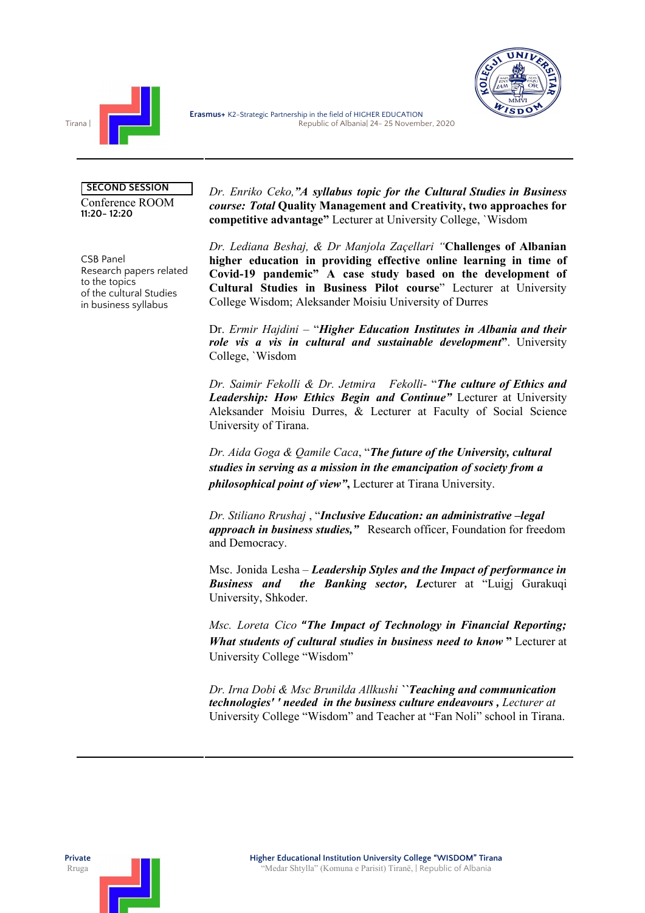**SECOND SESSION**

Conference ROOM
**11:20- 12:20**

CSB Panel
Research papers related to the topics of the cultural Studies in business syllabus

*Dr. Enriko Ceko,"**A syllabus topic for the Cultural Studies in Business course: Total*** **Quality Management and Creativity, two approaches for competitive advantage"** Lecturer at University College, `Wisdom

*Dr. Lediana Beshaj, & Dr Manjola Zaçellari "***Challenges of Albanian higher education in providing effective online learning in time of Covid-19 pandemic" A case study based on the development of Cultural Studies in Business Pilot course**" Lecturer at University College Wisdom; Aleksander Moisiu University of Durres

Dr. *Ermir Hajdini* – "***Higher Education Institutes in Albania and their role vis a vis in cultural and sustainable development***". University College, `Wisdom

*Dr. Saimir Fekolli & Dr. Jetmira Fekolli*- "***The culture of Ethics and Leadership: How Ethics Begin and Continue"*** Lecturer at University Aleksander Moisiu Durres, & Lecturer at Faculty of Social Science University of Tirana.

*Dr. Aida Goga & Qamile Caca*, "***The future of the University, cultural studies in serving as a mission in the emancipation of society from a philosophical point of view"*****,** Lecturer at Tirana University.

*Dr. Stiliano Rrushaj* , "***Inclusive Education: an administrative –legal approach in business studies,"*** Research officer, Foundation for freedom and Democracy.

Msc. Jonida Lesha – ***Leadership Styles and the Impact of performance in Business and the Banking sector, Le***cturer at "Luigj Gurakuqi University, Shkoder.

*Msc. Loreta Cico* ***"The Impact of Technology in Financial Reporting; What students of cultural studies in business need to know "*** Lecturer at University College "Wisdom"

*Dr. Irna Dobi & Msc Brunilda Allkushi* ***``Teaching and communication technologies' ' needed in the business culture endeavours ,*** *Lecturer at* University College "Wisdom" and Teacher at "Fan Noli" school in Tirana.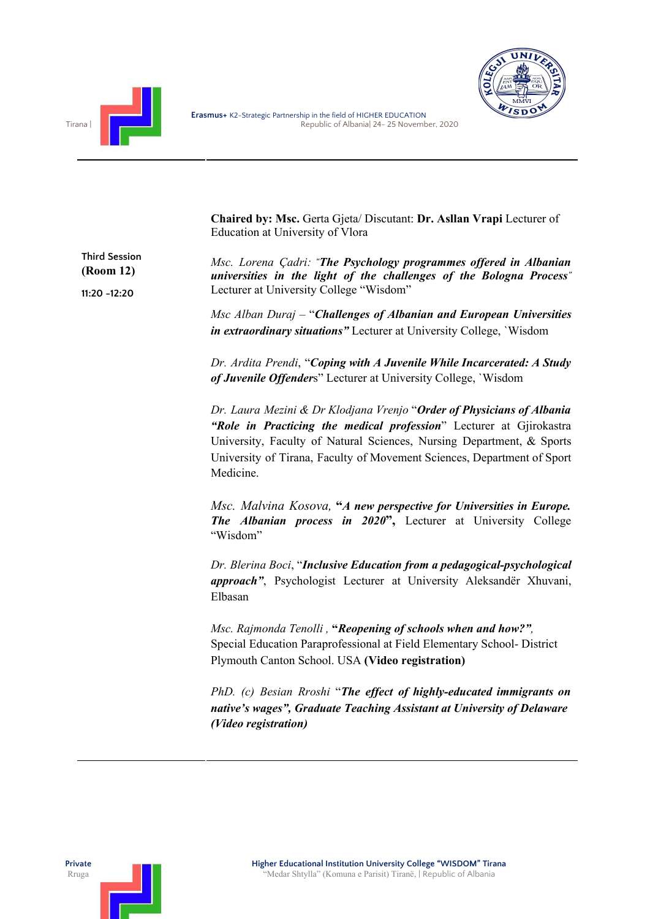**Chaired by: Msc.** Gerta Gjeta/ Discutant: **Dr. Asllan Vrapi** Lecturer of Education at University of Vlora

**Third Session**
**(Room 12)**
**11:20 -12:20**

*Msc. Lorena Çadri: "**The Psychology programmes offered in Albanian universities in the light of the challenges of the Bologna Process**"* Lecturer at University College "Wisdom"

*Msc Alban Duraj* – "***Challenges of Albanian and European Universities in extraordinary situations"*** Lecturer at University College, `Wisdom

*Dr. Ardita Prendi*, "***Coping with A Juvenile While Incarcerated: A Study of Juvenile Offender***s" Lecturer at University College, `Wisdom

*Dr. Laura Mezini & Dr Klodjana Vrenjo* "***Order of Physicians of Albania "Role in Practicing the medical profession***" Lecturer at Gjirokastra University, Faculty of Natural Sciences, Nursing Department, & Sports University of Tirana, Faculty of Movement Sciences, Department of Sport Medicine.

*Msc. Malvina Kosova,* **"*A new perspective for Universities in Europe. The Albanian process in 2020*",** Lecturer at University College "Wisdom"

*Dr. Blerina Boci*, "***Inclusive Education from a pedagogical-psychological approach"***, Psychologist Lecturer at University Aleksandër Xhuvani, Elbasan

*Msc. Rajmonda Tenolli ,* **"*Reopening of schools when and how?"*,** Special Education Paraprofessional at Field Elementary School- District Plymouth Canton School. USA **(Video registration)**

*PhD. (c) Besian Rroshi* "***The effect of highly-educated immigrants on native's wages", Graduate Teaching Assistant at University of Delaware (Video registration)***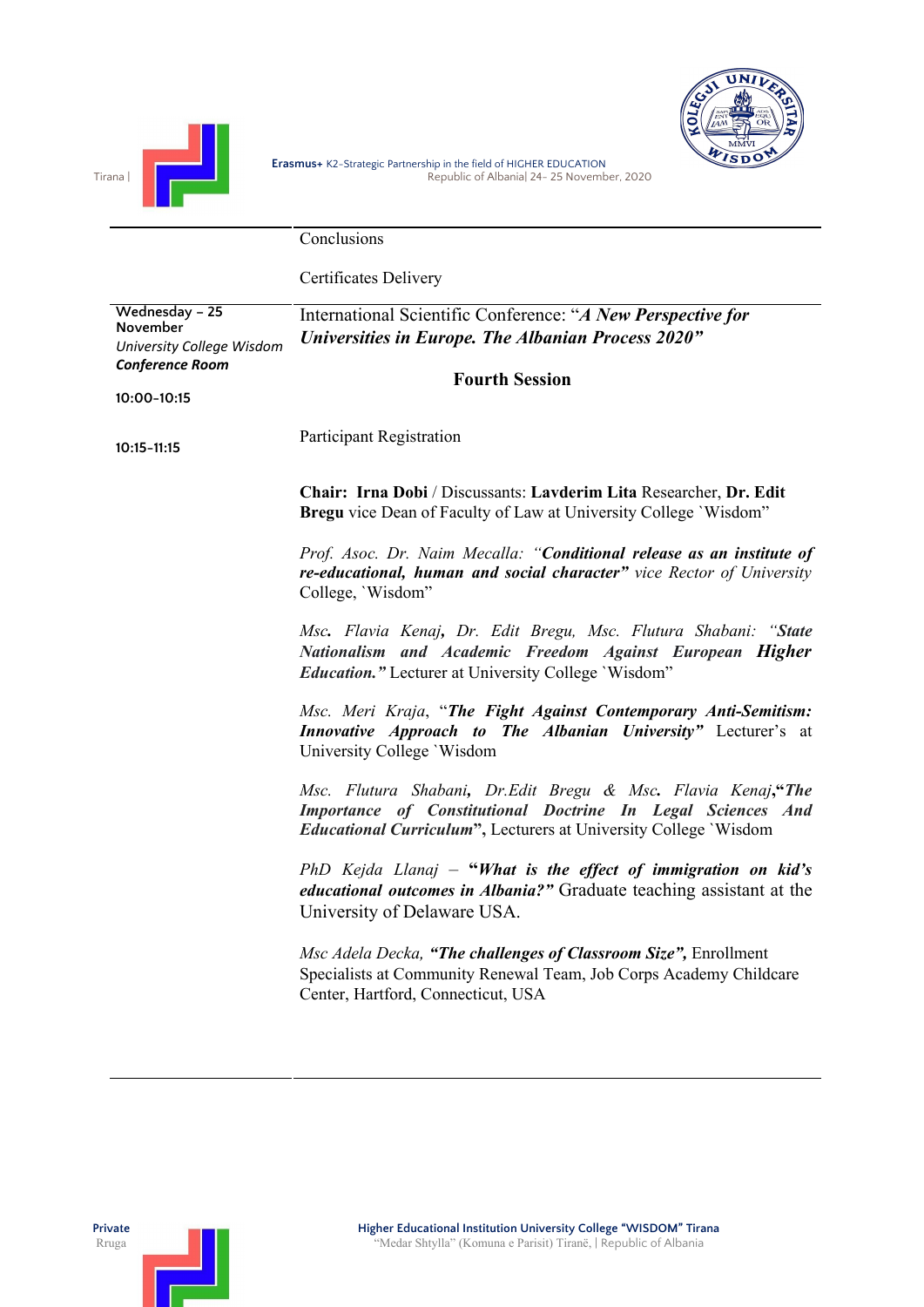|  |  |
|---|---|
|  | Conclusions |
|  | Certificates Delivery |
| **Wednesday – 25 November** *University College Wisdom* ***Conference Room*** | International Scientific Conference: "***A New Perspective for Universities in Europe. The Albanian Process 2020"*** **Fourth Session** |
| **10:00-10:15** | Participant Registration |
| **10:15-11:15** | **Chair: Irna Dobi** / Discussants: **Lavderim Lita** Researcher, **Dr. Edit Bregu** vice Dean of Faculty of Law at University College `Wisdom" |
|  | *Prof. Asoc. Dr. Naim Mecalla: "**Conditional release as an institute of re-educational, human and social character"** vice Rector of University* College, `Wisdom" |
|  | *Msc**.** Flavia Kenaj**,** Dr. Edit Bregu, Msc. Flutura Shabani: "**State Nationalism and Academic Freedom Against European Higher Education."*** Lecturer at University College `Wisdom" |
|  | *Msc. Meri Kraja*, "***The Fight Against Contemporary Anti-Semitism: Innovative Approach to The Albanian University"*** Lecturer's at University College `Wisdom |
|  | *Msc. Flutura Shabani**,** Dr.Edit Bregu & Msc**.** Flavia Kenaj*,**"*The Importance of Constitutional Doctrine In Legal Sciences And Educational Curriculum*",** Lecturers at University College `Wisdom |
|  | *PhD Kejda Llanaj –* **"*What is the effect of immigration on kid's educational outcomes in Albania?"*** Graduate teaching assistant at the University of Delaware USA. |
|  | *Msc Adela Decka, **"The challenges of Classroom Size",*** Enrollment Specialists at Community Renewal Team, Job Corps Academy Childcare Center, Hartford, Connecticut, USA |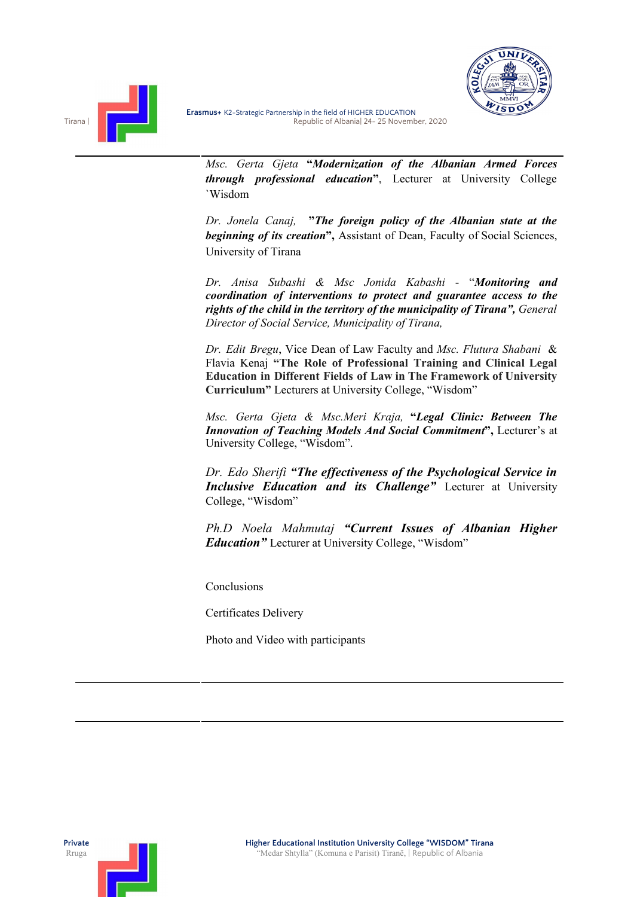*Msc. Gerta Gjeta* **"*Modernization of the Albanian Armed Forces through professional education*"**, Lecturer at University College `Wisdom

*Dr. Jonela Canaj,* **"*The foreign policy of the Albanian state at the beginning of its creation*",** Assistant of Dean, Faculty of Social Sciences, University of Tirana

*Dr. Anisa Subashi & Msc Jonida Kabashi* - "***Monitoring and coordination of interventions to protect and guarantee access to the rights of the child in the territory of the municipality of Tirana",*** *General Director of Social Service, Municipality of Tirana,*

*Dr. Edit Bregu*, Vice Dean of Law Faculty and *Msc. Flutura Shabani* & Flavia Kenaj **"The Role of Professional Training and Clinical Legal Education in Different Fields of Law in The Framework of University Curriculum"** Lecturers at University College, "Wisdom"

*Msc. Gerta Gjeta & Msc.Meri Kraja,* **"*Legal Clinic: Between The Innovation of Teaching Models And Social Commitment*",** Lecturer's at University College, "Wisdom".

*Dr. Edo Sherifi* ***"The effectiveness of the Psychological Service in Inclusive Education and its Challenge"*** Lecturer at University College, "Wisdom"

*Ph.D Noela Mahmutaj* ***"Current Issues of Albanian Higher Education"*** Lecturer at University College, "Wisdom"

Conclusions

Certificates Delivery

Photo and Video with participants